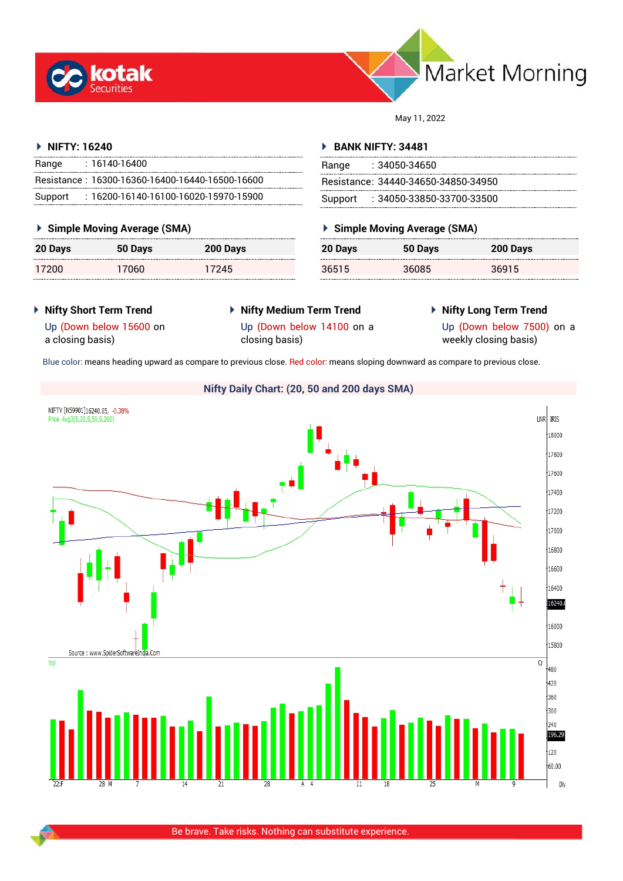# Market Morning

May 11, 2022

## NIFTY: 16240

| | |
|---|---|
| Range | : 16140-16400 |
| Resistance | : 16300-16360-16400-16440-16500-16600 |
| Support | : 16200-16140-16100-16020-15970-15900 |

### Simple Moving Average (SMA)

| 20 Days | 50 Days | 200 Days |
|---|---|---|
| 17200 | 17060 | 17245 |

## BANK NIFTY: 34481

| | |
|---|---|
| Range | : 34050-34650 |
| Resistance | : 34440-34650-34850-34950 |
| Support | : 34050-33850-33700-33500 |

### Simple Moving Average (SMA)

| 20 Days | 50 Days | 200 Days |
|---|---|---|
| 36515 | 36085 | 36915 |

### Nifty Short Term Trend

Up (Down below 15600 on a closing basis)

### Nifty Medium Term Trend

Up (Down below 14100 on a closing basis)

### Nifty Long Term Trend

Up (Down below 7500) on a weekly closing basis)

Blue color: means heading upward as compare to previous close. Red color: means sloping downward as compare to previous close.

### Nifty Daily Chart: (20, 50 and 200 days SMA)

Be brave. Take risks. Nothing can substitute experience.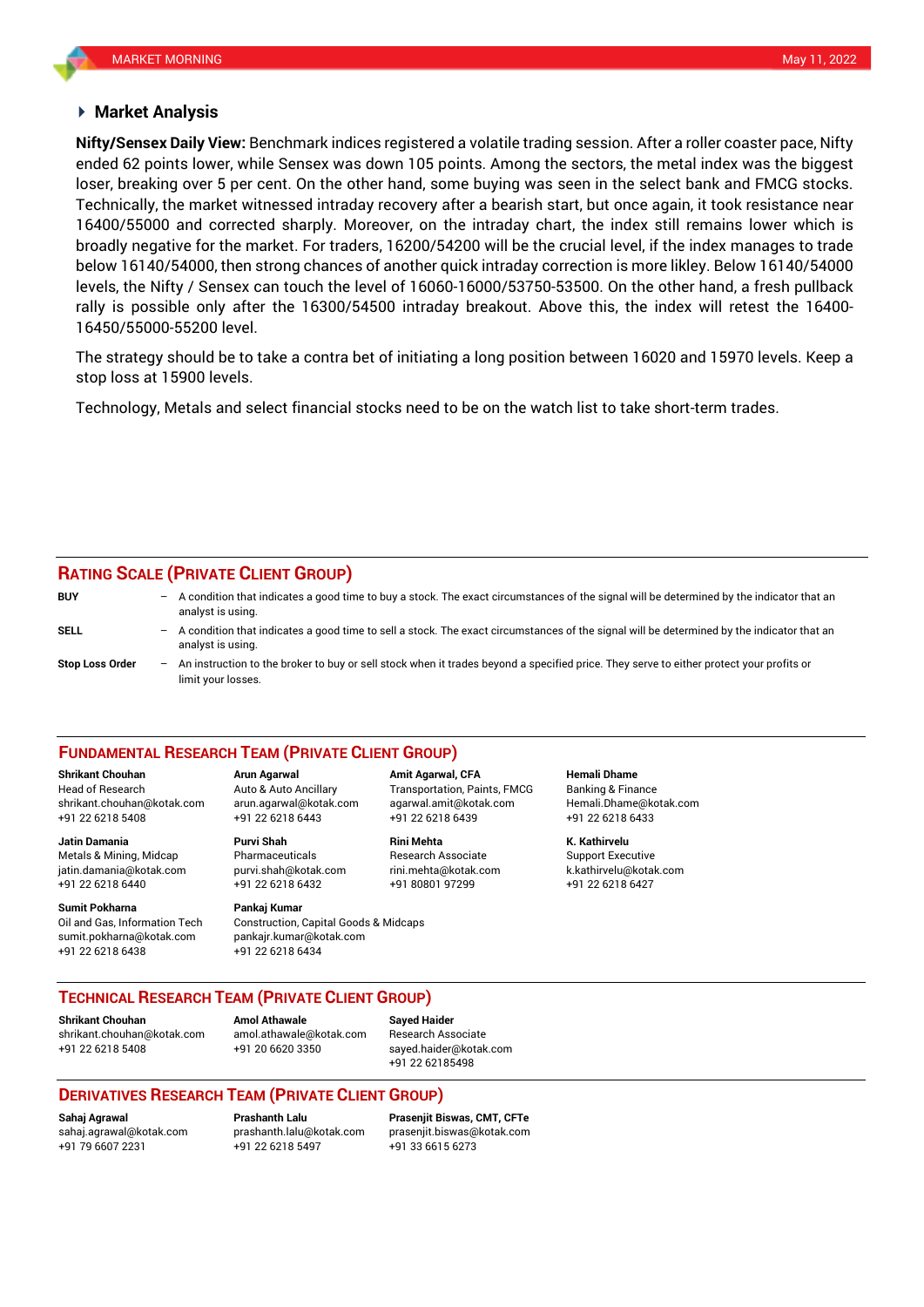## Market Analysis

**Nifty/Sensex Daily View:** Benchmark indices registered a volatile trading session. After a roller coaster pace, Nifty ended 62 points lower, while Sensex was down 105 points. Among the sectors, the metal index was the biggest loser, breaking over 5 per cent. On the other hand, some buying was seen in the select bank and FMCG stocks. Technically, the market witnessed intraday recovery after a bearish start, but once again, it took resistance near 16400/55000 and corrected sharply. Moreover, on the intraday chart, the index still remains lower which is broadly negative for the market. For traders, 16200/54200 will be the crucial level, if the index manages to trade below 16140/54000, then strong chances of another quick intraday correction is more likley. Below 16140/54000 levels, the Nifty / Sensex can touch the level of 16060-16000/53750-53500. On the other hand, a fresh pullback rally is possible only after the 16300/54500 intraday breakout. Above this, the index will retest the 16400-16450/55000-55200 level.

The strategy should be to take a contra bet of initiating a long position between 16020 and 15970 levels. Keep a stop loss at 15900 levels.

Technology, Metals and select financial stocks need to be on the watch list to take short-term trades.

## RATING SCALE (PRIVATE CLIENT GROUP)

**BUY** – A condition that indicates a good time to buy a stock. The exact circumstances of the signal will be determined by the indicator that an analyst is using.

**SELL** – A condition that indicates a good time to sell a stock. The exact circumstances of the signal will be determined by the indicator that an analyst is using.

**Stop Loss Order** – An instruction to the broker to buy or sell stock when it trades beyond a specified price. They serve to either protect your profits or limit your losses.

## FUNDAMENTAL RESEARCH TEAM (PRIVATE CLIENT GROUP)

**Shrikant Chouhan**
Head of Research
shrikant.chouhan@kotak.com
+91 22 6218 5408

**Arun Agarwal**
Auto & Auto Ancillary
arun.agarwal@kotak.com
+91 22 6218 6443

**Amit Agarwal, CFA**
Transportation, Paints, FMCG
agarwal.amit@kotak.com
+91 22 6218 6439

**Hemali Dhame**
Banking & Finance
Hemali.Dhame@kotak.com
+91 22 6218 6433

**Jatin Damania**
Metals & Mining, Midcap
jatin.damania@kotak.com
+91 22 6218 6440

**Purvi Shah**
Pharmaceuticals
purvi.shah@kotak.com
+91 22 6218 6432

**Rini Mehta**
Research Associate
rini.mehta@kotak.com
+91 80801 97299

**K. Kathirvelu**
Support Executive
k.kathirvelu@kotak.com
+91 22 6218 6427

**Sumit Pokharna**
Oil and Gas, Information Tech
sumit.pokharna@kotak.com
+91 22 6218 6438

**Pankaj Kumar**
Construction, Capital Goods & Midcaps
pankajr.kumar@kotak.com
+91 22 6218 6434

## TECHNICAL RESEARCH TEAM (PRIVATE CLIENT GROUP)

**Shrikant Chouhan**
shrikant.chouhan@kotak.com
+91 22 6218 5408

**Amol Athawale**
amol.athawale@kotak.com
+91 20 6620 3350

**Sayed Haider**
Research Associate
sayed.haider@kotak.com
+91 22 62185498

## DERIVATIVES RESEARCH TEAM (PRIVATE CLIENT GROUP)

**Sahaj Agrawal**
sahaj.agrawal@kotak.com
+91 79 6607 2231

**Prashanth Lalu**
prashanth.lalu@kotak.com
+91 22 6218 5497

**Prasenjit Biswas, CMT, CFTe**
prasenjit.biswas@kotak.com
+91 33 6615 6273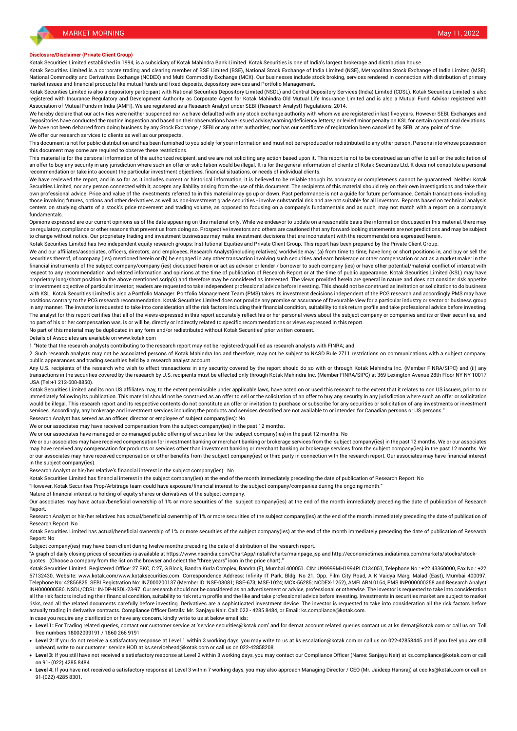**Disclosure/Disclaimer (Private Client Group)**

Kotak Securities Limited established in 1994, is a subsidiary of Kotak Mahindra Bank Limited. Kotak Securities is one of India's largest brokerage and distribution house.

Kotak Securities Limited is a corporate trading and clearing member of BSE Limited (BSE), National Stock Exchange of India Limited (NSE), Metropolitan Stock Exchange of India Limited (MSE), National Commodity and Derivatives Exchange (NCDEX) and Multi Commodity Exchange (MCX). Our businesses include stock broking, services rendered in connection with distribution of primary market issues and financial products like mutual funds and fixed deposits, depository services and Portfolio Management.

Kotak Securities Limited is also a depository participant with National Securities Depository Limited (NSDL) and Central Depository Services (India) Limited (CDSL). Kotak Securities Limited is also registered with Insurance Regulatory and Development Authority as Corporate Agent for Kotak Mahindra Old Mutual Life Insurance Limited and is also a Mutual Fund Advisor registered with Association of Mutual Funds in India (AMFI). We are registered as a Research Analyst under SEBI (Research Analyst) Regulations, 2014.

We hereby declare that our activities were neither suspended nor we have defaulted with any stock exchange authority with whom we are registered in last five years. However SEBI, Exchanges and Depositories have conducted the routine inspection and based on their observations have issued advise/warning/deficiency letters/ or levied minor penalty on KSL for certain operational deviations. We have not been debarred from doing business by any Stock Exchange / SEBI or any other authorities; nor has our certificate of registration been cancelled by SEBI at any point of time.

We offer our research services to clients as well as our prospects.

This document is not for public distribution and has been furnished to you solely for your information and must not be reproduced or redistributed to any other person. Persons into whose possession this document may come are required to observe these restrictions.

This material is for the personal information of the authorized recipient, and we are not soliciting any action based upon it. This report is not to be construed as an offer to sell or the solicitation of an offer to buy any security in any jurisdiction where such an offer or solicitation would be illegal. It is for the general information of clients of Kotak Securities Ltd. It does not constitute a personal recommendation or take into account the particular investment objectives, financial situations, or needs of individual clients.

We have reviewed the report, and in so far as it includes current or historical information, it is believed to be reliable though its accuracy or completeness cannot be guaranteed. Neither Kotak Securities Limited, nor any person connected with it, accepts any liability arising from the use of this document. The recipients of this material should rely on their own investigations and take their own professional advice. Price and value of the investments referred to in this material may go up or down. Past performance is not a guide for future performance. Certain transactions -including those involving futures, options and other derivatives as well as non-investment grade securities - involve substantial risk and are not suitable for all investors. Reports based on technical analysis centers on studying charts of a stock's price movement and trading volume, as opposed to focusing on a company's fundamentals and as such, may not match with a report on a company's fundamentals.

Opinions expressed are our current opinions as of the date appearing on this material only. While we endeavor to update on a reasonable basis the information discussed in this material, there may be regulatory, compliance or other reasons that prevent us from doing so. Prospective investors and others are cautioned that any forward-looking statements are not predictions and may be subject to change without notice. Our proprietary trading and investment businesses may make investment decisions that are inconsistent with the recommendations expressed herein.

Kotak Securities Limited has two independent equity research groups: Institutional Equities and Private Client Group. This report has been prepared by the Private Client Group.

We and our affiliates/associates, officers, directors, and employees, Research Analyst(including relatives) worldwide may: (a) from time to time, have long or short positions in, and buy or sell the securities thereof, of company (ies) mentioned herein or (b) be engaged in any other transaction involving such securities and earn brokerage or other compensation or act as a market maker in the financial instruments of the subject company/company (ies) discussed herein or act as advisor or lender / borrower to such company (ies) or have other potential/material conflict of interest with respect to any recommendation and related information and opinions at the time of publication of Research Report or at the time of public appearance. Kotak Securities Limited (KSL) may have proprietary long/short position in the above mentioned scrip(s) and therefore may be considered as interested. The views provided herein are general in nature and does not consider risk appetite or investment objective of particular investor; readers are requested to take independent professional advice before investing. This should not be construed as invitation or solicitation to do business with KSL. Kotak Securities Limited is also a Portfolio Manager. Portfolio Management Team (PMS) takes its investment decisions independent of the PCG research and accordingly PMS may have positions contrary to the PCG research recommendation. Kotak Securities Limited does not provide any promise or assurance of favourable view for a particular industry or sector or business group in any manner. The investor is requested to take into consideration all the risk factors including their financial condition, suitability to risk return profile and take professional advice before investing.

The analyst for this report certifies that all of the views expressed in this report accurately reflect his or her personal views about the subject company or companies and its or their securities, and no part of his or her compensation was, is or will be, directly or indirectly related to specific recommendations or views expressed in this report.

No part of this material may be duplicated in any form and/or redistributed without Kotak Securities' prior written consent.

Details of Associates are available on www.kotak.com

1."Note that the research analysts contributing to the research report may not be registered/qualified as research analysts with FINRA; and

2. Such research analysts may not be associated persons of Kotak Mahindra Inc and therefore, may not be subject to NASD Rule 2711 restrictions on communications with a subject company, public appearances and trading securities held by a research analyst account

Any U.S. recipients of the research who wish to effect transactions in any security covered by the report should do so with or through Kotak Mahindra Inc. (Member FINRA/SIPC) and (ii) any transactions in the securities covered by the research by U.S. recipients must be effected only through Kotak Mahindra Inc. (Member FINRA/SIPC) at 369 Lexington Avenue 28th Floor NY NY 10017 USA (Tel:+1 212-600-8850).

Kotak Securities Limited and its non US affiliates may, to the extent permissible under applicable laws, have acted on or used this research to the extent that it relates to non US issuers, prior to or immediately following its publication. This material should not be construed as an offer to sell or the solicitation of an offer to buy any security in any jurisdiction where such an offer or solicitation would be illegal. This research report and its respective contents do not constitute an offer or invitation to purchase or subscribe for any securities or solicitation of any investments or investment services. Accordingly, any brokerage and investment services including the products and services described are not available to or intended for Canadian persons or US persons."

Research Analyst has served as an officer, director or employee of subject company(ies): No

We or our associates may have received compensation from the subject company(ies) in the past 12 months.

We or our associates have managed or co-managed public offering of securities for the subject company(ies) in the past 12 months: No

We or our associates may have received compensation for investment banking or merchant banking or brokerage services from the subject company(ies) in the past 12 months. We or our associates may have received any compensation for products or services other than investment banking or merchant banking or brokerage services from the subject company(ies) in the past 12 months. We or our associates may have received compensation or other benefits from the subject company(ies) or third party in connection with the research report. Our associates may have financial interest in the subject company(ies).

Research Analyst or his/her relative's financial interest in the subject company(ies): No

Kotak Securities Limited has financial interest in the subject company(ies) at the end of the month immediately preceding the date of publication of Research Report: No

"However, Kotak Securities Prop/Arbitrage team could have exposure/financial interest to the subject company/companies during the ongoing month."

Nature of financial interest is holding of equity shares or derivatives of the subject company.

Our associates may have actual/beneficial ownership of 1% or more securities of the subject company(ies) at the end of the month immediately preceding the date of publication of Research Report.

Research Analyst or his/her relatives has actual/beneficial ownership of 1% or more securities of the subject company(ies) at the end of the month immediately preceding the date of publication of Research Report: No

Kotak Securities Limited has actual/beneficial ownership of 1% or more securities of the subject company(ies) at the end of the month immediately preceding the date of publication of Research Report: No

Subject company(ies) may have been client during twelve months preceding the date of distribution of the research report.

"A graph of daily closing prices of securities is available at https://www.nseindia.com/ChartApp/install/charts/mainpage.jsp and http://economictimes.indiatimes.com/markets/stocks/stock-quotes. (Choose a company from the list on the browser and select the "three years" icon in the price chart)."

Kotak Securities Limited. Registered Office: 27 BKC, C 27, G Block, Bandra Kurla Complex, Bandra (E), Mumbai 400051. CIN: U99999MH1994PLC134051, Telephone No.: +22 43360000, Fax No.: +22 67132430. Website: www.kotak.com/www.kotaksecurities.com. Correspondence Address: Infinity IT Park, Bldg. No 21, Opp. Film City Road, A K Vaidya Marg, Malad (East), Mumbai 400097. Telephone No: 42856825. SEBI Registration No: INZ000200137 (Member ID: NSE-08081; BSE-673; MSE-1024; MCX-56285; NCDEX-1262), AMFI ARN 0164, PMS INP000000258 and Research Analyst INH000000586. NSDL/CDSL: IN-DP-NSDL-23-97. Our research should not be considered as an advertisement or advice, professional or otherwise. The investor is requested to take into consideration all the risk factors including their financial condition, suitability to risk return profile and the like and take professional advice before investing. Investments in securities market are subject to market risks, read all the related documents carefully before investing. Derivatives are a sophisticated investment device. The investor is requested to take into consideration all the risk factors before actually trading in derivative contracts. Compliance Officer Details: Mr. Sanjayu Nair. Call: 022 - 4285 8484, or Email: ks.compliance@kotak.com.

In case you require any clarification or have any concern, kindly write to us at below email ids:

- **Level 1:** For Trading related queries, contact our customer service at 'service.securities@kotak.com' and for demat account related queries contact us at ks.demat@kotak.com or call us on: Toll free numbers 18002099191 / 1860 266 9191
- **Level 2:** If you do not receive a satisfactory response at Level 1 within 3 working days, you may write to us at ks.escalation@kotak.com or call us on 022-42858445 and if you feel you are still unheard, write to our customer service HOD at ks.servicehead@kotak.com or call us on 022-42858208.
- **Level 3:** If you still have not received a satisfactory response at Level 2 within 3 working days, you may contact our Compliance Officer (Name: Sanjayu Nair) at ks.compliance@kotak.com or call on 91- (022) 4285 8484.
- **Level 4:** If you have not received a satisfactory response at Level 3 within 7 working days, you may also approach Managing Director / CEO (Mr. Jaideep Hansraj) at ceo.ks@kotak.com or call on 91-(022) 4285 8301.